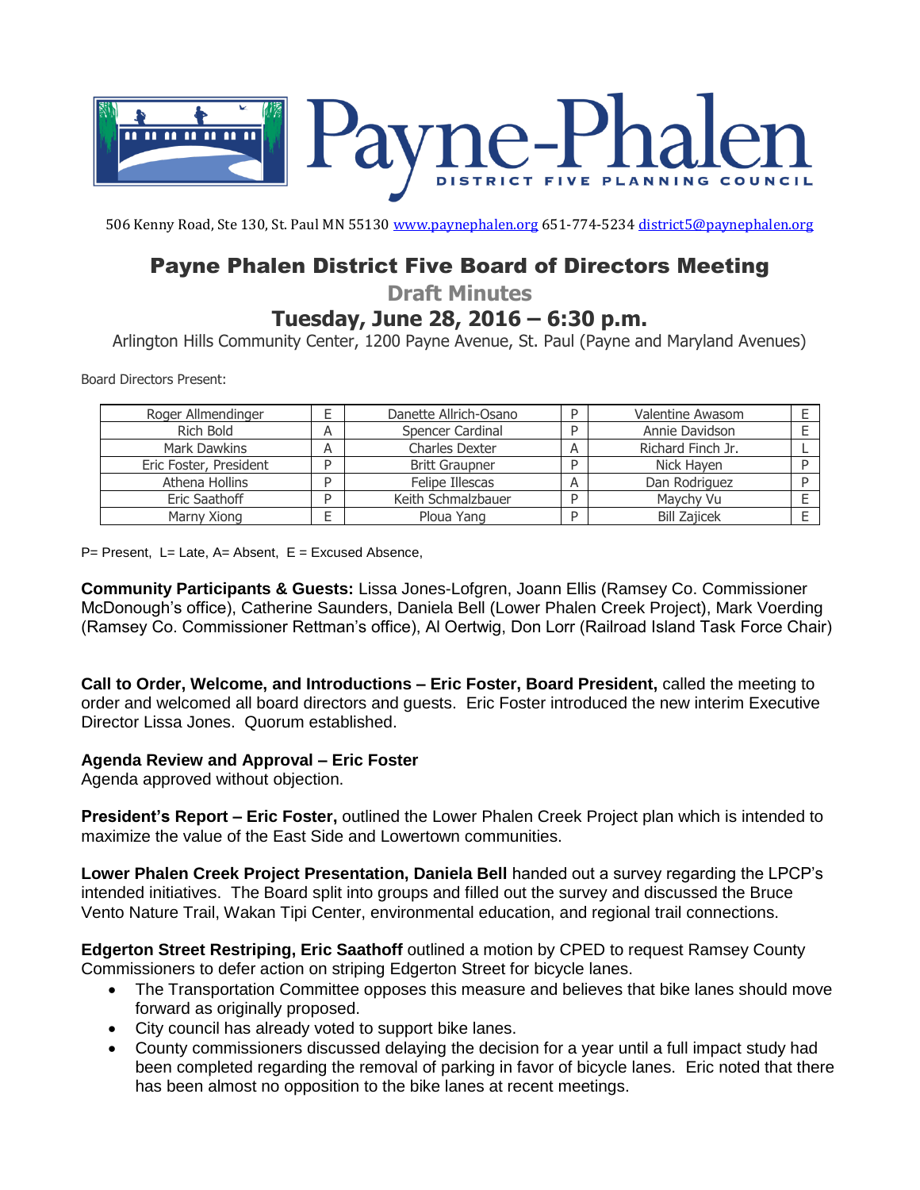# Payne-Phalen

DISTRICT FIVE PLANNING COUNCIL

506 Kenny Road, Ste 130, St. Paul MN 55130 www.paynephalen.org 651-774-5234 district5@paynephalen.org

## Payne Phalen District Five Board of Directors Meeting

### Draft Minutes

### Tuesday, June 28, 2016 – 6:30 p.m.

Arlington Hills Community Center, 1200 Payne Avenue, St. Paul (Payne and Maryland Avenues)

Board Directors Present:

| Name | | Name | | Name | |
|---|---|---|---|---|---|
| Roger Allmendinger | E | Danette Allrich-Osano | P | Valentine Awasom | E |
| Rich Bold | A | Spencer Cardinal | P | Annie Davidson | E |
| Mark Dawkins | A | Charles Dexter | A | Richard Finch Jr. | L |
| Eric Foster, President | P | Britt Graupner | P | Nick Hayen | P |
| Athena Hollins | P | Felipe Illescas | A | Dan Rodriguez | P |
| Eric Saathoff | P | Keith Schmalzbauer | P | Maychy Vu | E |
| Marny Xiong | E | Ploua Yang | P | Bill Zajicek | E |

P= Present, L= Late, A= Absent, E = Excused Absence,

**Community Participants & Guests:** Lissa Jones-Lofgren, Joann Ellis (Ramsey Co. Commissioner McDonough's office), Catherine Saunders, Daniela Bell (Lower Phalen Creek Project), Mark Voerding (Ramsey Co. Commissioner Rettman's office), Al Oertwig, Don Lorr (Railroad Island Task Force Chair)

**Call to Order, Welcome, and Introductions – Eric Foster, Board President,** called the meeting to order and welcomed all board directors and guests. Eric Foster introduced the new interim Executive Director Lissa Jones. Quorum established.

**Agenda Review and Approval – Eric Foster**
Agenda approved without objection.

**President's Report – Eric Foster,** outlined the Lower Phalen Creek Project plan which is intended to maximize the value of the East Side and Lowertown communities.

**Lower Phalen Creek Project Presentation, Daniela Bell** handed out a survey regarding the LPCP's intended initiatives. The Board split into groups and filled out the survey and discussed the Bruce Vento Nature Trail, Wakan Tipi Center, environmental education, and regional trail connections.

**Edgerton Street Restriping, Eric Saathoff** outlined a motion by CPED to request Ramsey County Commissioners to defer action on striping Edgerton Street for bicycle lanes.

- The Transportation Committee opposes this measure and believes that bike lanes should move forward as originally proposed.
- City council has already voted to support bike lanes.
- County commissioners discussed delaying the decision for a year until a full impact study had been completed regarding the removal of parking in favor of bicycle lanes. Eric noted that there has been almost no opposition to the bike lanes at recent meetings.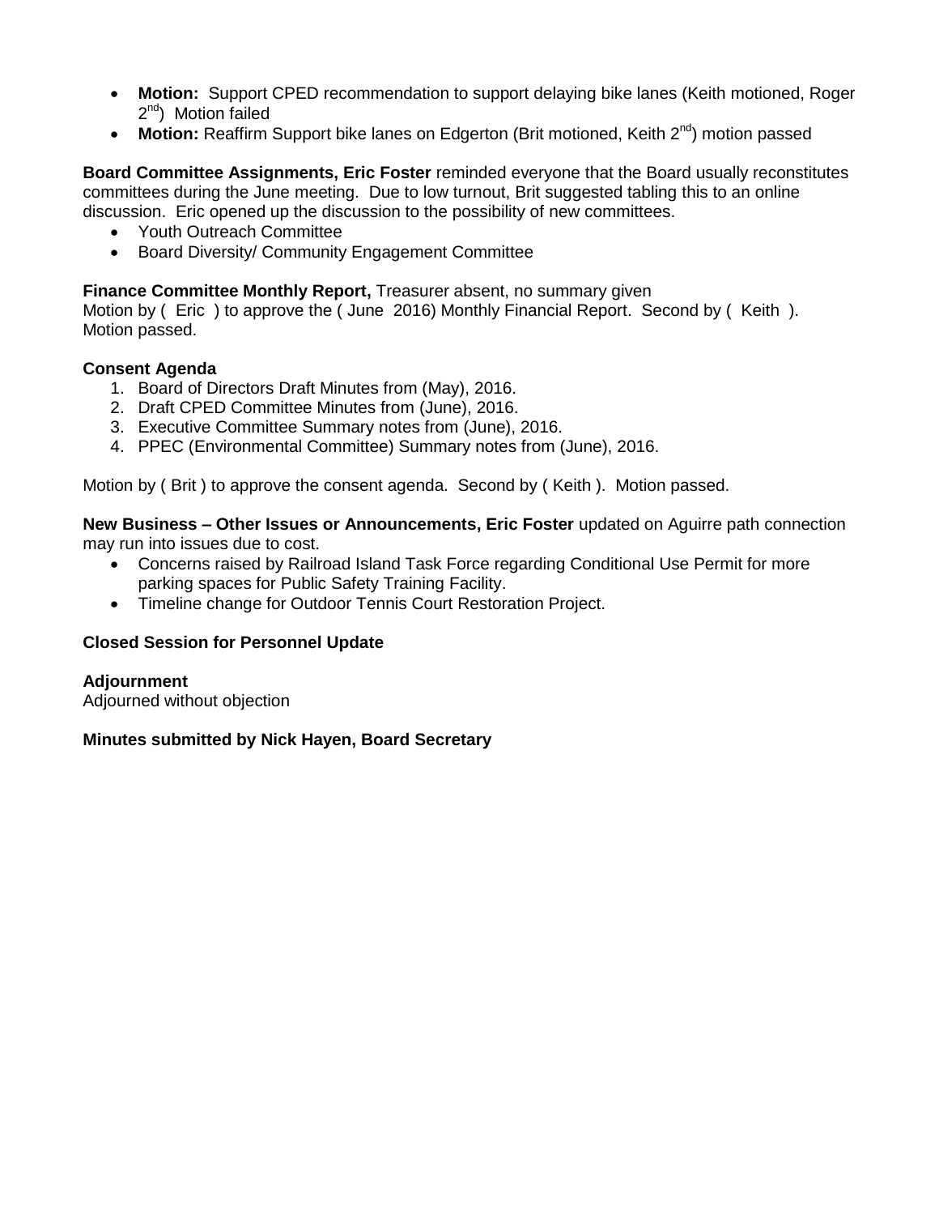- **Motion:** Support CPED recommendation to support delaying bike lanes (Keith motioned, Roger 2nd) Motion failed
- **Motion:** Reaffirm Support bike lanes on Edgerton (Brit motioned, Keith 2nd) motion passed

**Board Committee Assignments, Eric Foster** reminded everyone that the Board usually reconstitutes committees during the June meeting. Due to low turnout, Brit suggested tabling this to an online discussion. Eric opened up the discussion to the possibility of new committees.

- Youth Outreach Committee
- Board Diversity/ Community Engagement Committee

**Finance Committee Monthly Report,** Treasurer absent, no summary given
Motion by ( Eric ) to approve the ( June 2016) Monthly Financial Report. Second by ( Keith ). Motion passed.

**Consent Agenda**

1. Board of Directors Draft Minutes from (May), 2016.
2. Draft CPED Committee Minutes from (June), 2016.
3. Executive Committee Summary notes from (June), 2016.
4. PPEC (Environmental Committee) Summary notes from (June), 2016.

Motion by ( Brit ) to approve the consent agenda. Second by ( Keith ). Motion passed.

**New Business – Other Issues or Announcements, Eric Foster** updated on Aguirre path connection may run into issues due to cost.

- Concerns raised by Railroad Island Task Force regarding Conditional Use Permit for more parking spaces for Public Safety Training Facility.
- Timeline change for Outdoor Tennis Court Restoration Project.

**Closed Session for Personnel Update**

**Adjournment**
Adjourned without objection

**Minutes submitted by Nick Hayen, Board Secretary**